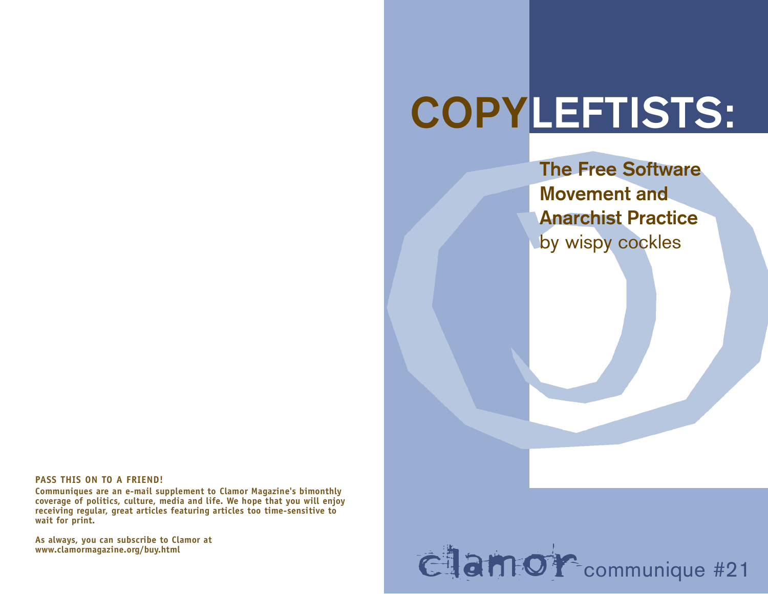# COPYLEFTISTS:

## The Free Software Movement and Anarchist Practice

by wispy cockles

clamor communique #21

**PASS THIS ON TO A FRIEND!**

**Communiques are an e-mail supplement to Clamor Magazine's bimonthly coverage of politics, culture, media and life. We hope that you will enjoy receiving regular, great articles featuring articles too time-sensitive to wait for print.**

**As always, you can subscribe to Clamor at www.clamormagazine.org/buy.html**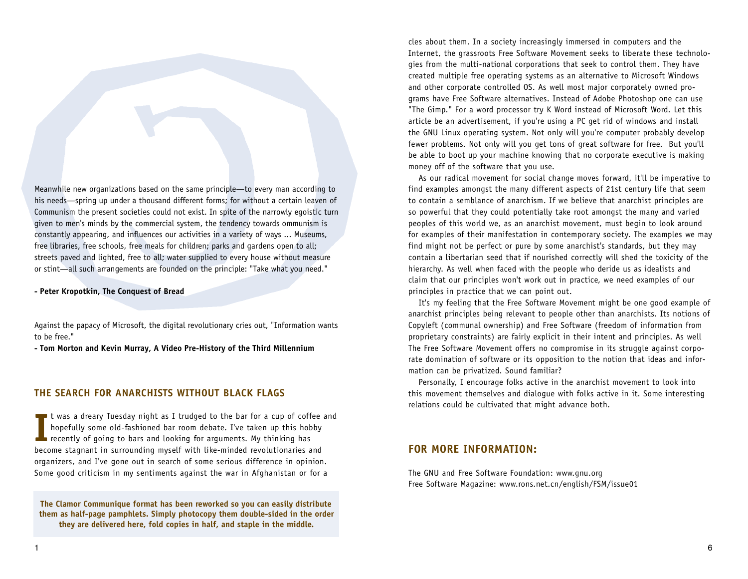Meanwhile new organizations based on the same principle—to every man according to his needs—spring up under a thousand different forms; for without a certain leaven of Communism the present societies could not exist. In spite of the narrowly egoistic turn given to men's minds by the commercial system, the tendency towards ommunism is constantly appearing, and influences our activities in a variety of ways ... Museums, free libraries, free schools, free meals for children; parks and gardens open to all; streets paved and lighted, free to all; water supplied to every house without measure or stint—all such arrangements are founded on the principle: "Take what you need."

**- Peter Kropotkin, The Conquest of Bread**

Against the papacy of Microsoft, the digital revolutionary cries out, "Information wants to be free."

**- Tom Morton and Kevin Murray, A Video Pre-History of the Third Millennium**

## THE SEARCH FOR ANARCHISTS WITHOUT BLACK FLAGS

It was a dreary Tuesday night as I trudged to the bar for a cup of coffee and hopefully some old-fashioned bar room debate. I've taken up this hobby recently of going to bars and looking for arguments. My thinking has become stagnant in surrounding myself with like-minded revolutionaries and organizers, and I've gone out in search of some serious difference in opinion. Some good criticism in my sentiments against the war in Afghanistan or for a

**The Clamor Communique format has been reworked so you can easily distribute them as half-page pamphlets. Simply photocopy them double-sided in the order they are delivered here, fold copies in half, and staple in the middle.**

cles about them. In a society increasingly immersed in computers and the Internet, the grassroots Free Software Movement seeks to liberate these technologies from the multi-national corporations that seek to control them. They have created multiple free operating systems as an alternative to Microsoft Windows and other corporate controlled OS. As well most major corporately owned programs have Free Software alternatives. Instead of Adobe Photoshop one can use "The Gimp." For a word processor try K Word instead of Microsoft Word. Let this article be an advertisement, if you're using a PC get rid of windows and install the GNU Linux operating system. Not only will you're computer probably develop fewer problems. Not only will you get tons of great software for free. But you'll be able to boot up your machine knowing that no corporate executive is making money off of the software that you use.

As our radical movement for social change moves forward, it'll be imperative to find examples amongst the many different aspects of 21st century life that seem to contain a semblance of anarchism. If we believe that anarchist principles are so powerful that they could potentially take root amongst the many and varied peoples of this world we, as an anarchist movement, must begin to look around for examples of their manifestation in contemporary society. The examples we may find might not be perfect or pure by some anarchist's standards, but they may contain a libertarian seed that if nourished correctly will shed the toxicity of the hierarchy. As well when faced with the people who deride us as idealists and claim that our principles won't work out in practice, we need examples of our principles in practice that we can point out.

It's my feeling that the Free Software Movement might be one good example of anarchist principles being relevant to people other than anarchists. Its notions of Copyleft (communal ownership) and Free Software (freedom of information from proprietary constraints) are fairly explicit in their intent and principles. As well The Free Software Movement offers no compromise in its struggle against corporate domination of software or its opposition to the notion that ideas and information can be privatized. Sound familiar?

Personally, I encourage folks active in the anarchist movement to look into this movement themselves and dialogue with folks active in it. Some interesting relations could be cultivated that might advance both.

## FOR MORE INFORMATION:

The GNU and Free Software Foundation: www.gnu.org
Free Software Magazine: www.rons.net.cn/english/FSM/issue01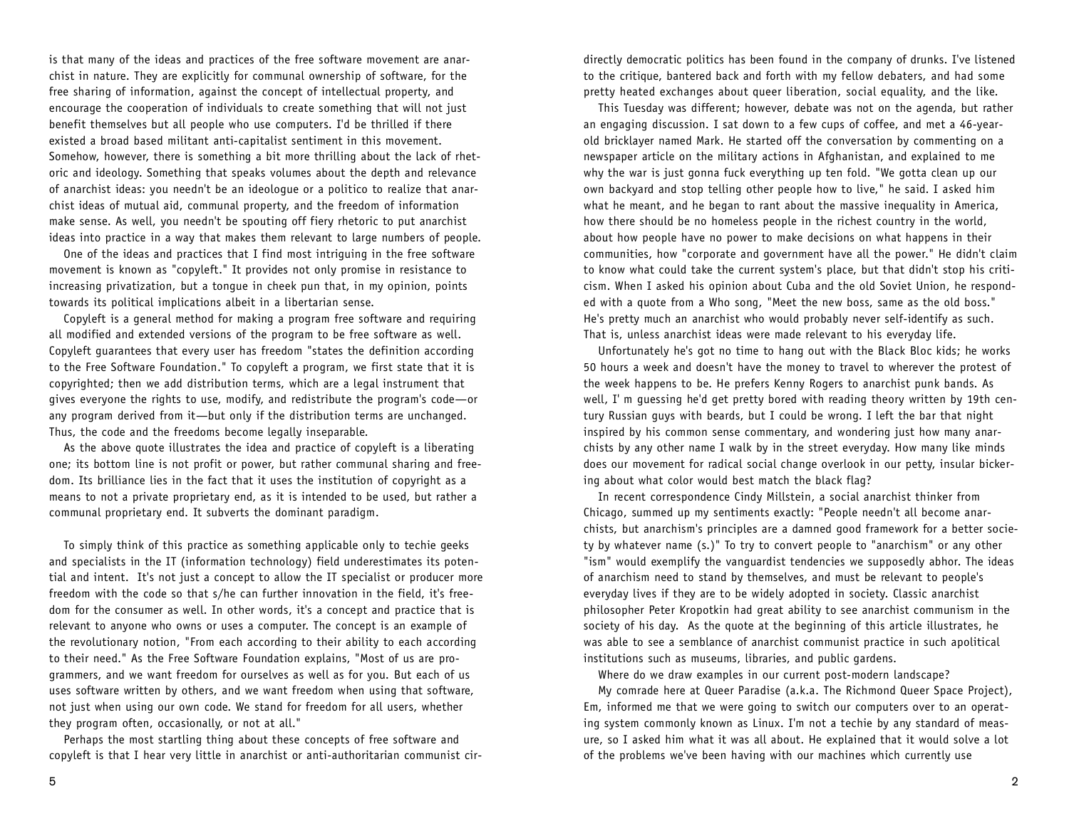is that many of the ideas and practices of the free software movement are anarchist in nature. They are explicitly for communal ownership of software, for the free sharing of information, against the concept of intellectual property, and encourage the cooperation of individuals to create something that will not just benefit themselves but all people who use computers. I'd be thrilled if there existed a broad based militant anti-capitalist sentiment in this movement. Somehow, however, there is something a bit more thrilling about the lack of rhetoric and ideology. Something that speaks volumes about the depth and relevance of anarchist ideas: you needn't be an ideologue or a politico to realize that anarchist ideas of mutual aid, communal property, and the freedom of information make sense. As well, you needn't be spouting off fiery rhetoric to put anarchist ideas into practice in a way that makes them relevant to large numbers of people.

One of the ideas and practices that I find most intriguing in the free software movement is known as "copyleft." It provides not only promise in resistance to increasing privatization, but a tongue in cheek pun that, in my opinion, points towards its political implications albeit in a libertarian sense.

Copyleft is a general method for making a program free software and requiring all modified and extended versions of the program to be free software as well. Copyleft guarantees that every user has freedom "states the definition according to the Free Software Foundation." To copyleft a program, we first state that it is copyrighted; then we add distribution terms, which are a legal instrument that gives everyone the rights to use, modify, and redistribute the program's code—or any program derived from it—but only if the distribution terms are unchanged. Thus, the code and the freedoms become legally inseparable.

As the above quote illustrates the idea and practice of copyleft is a liberating one; its bottom line is not profit or power, but rather communal sharing and freedom. Its brilliance lies in the fact that it uses the institution of copyright as a means to not a private proprietary end, as it is intended to be used, but rather a communal proprietary end. It subverts the dominant paradigm.

To simply think of this practice as something applicable only to techie geeks and specialists in the IT (information technology) field underestimates its potential and intent. It's not just a concept to allow the IT specialist or producer more freedom with the code so that s/he can further innovation in the field, it's freedom for the consumer as well. In other words, it's a concept and practice that is relevant to anyone who owns or uses a computer. The concept is an example of the revolutionary notion, "From each according to their ability to each according to their need." As the Free Software Foundation explains, "Most of us are programmers, and we want freedom for ourselves as well as for you. But each of us uses software written by others, and we want freedom when using that software, not just when using our own code. We stand for freedom for all users, whether they program often, occasionally, or not at all."

Perhaps the most startling thing about these concepts of free software and copyleft is that I hear very little in anarchist or anti-authoritarian communist cir-

directly democratic politics has been found in the company of drunks. I've listened to the critique, bantered back and forth with my fellow debaters, and had some pretty heated exchanges about queer liberation, social equality, and the like.

This Tuesday was different; however, debate was not on the agenda, but rather an engaging discussion. I sat down to a few cups of coffee, and met a 46-year-old bricklayer named Mark. He started off the conversation by commenting on a newspaper article on the military actions in Afghanistan, and explained to me why the war is just gonna fuck everything up ten fold. "We gotta clean up our own backyard and stop telling other people how to live," he said. I asked him what he meant, and he began to rant about the massive inequality in America, how there should be no homeless people in the richest country in the world, about how people have no power to make decisions on what happens in their communities, how "corporate and government have all the power." He didn't claim to know what could take the current system's place, but that didn't stop his criticism. When I asked his opinion about Cuba and the old Soviet Union, he responded with a quote from a Who song, "Meet the new boss, same as the old boss." He's pretty much an anarchist who would probably never self-identify as such. That is, unless anarchist ideas were made relevant to his everyday life.

Unfortunately he's got no time to hang out with the Black Bloc kids; he works 50 hours a week and doesn't have the money to travel to wherever the protest of the week happens to be. He prefers Kenny Rogers to anarchist punk bands. As well, I' m guessing he'd get pretty bored with reading theory written by 19th century Russian guys with beards, but I could be wrong. I left the bar that night inspired by his common sense commentary, and wondering just how many anarchists by any other name I walk by in the street everyday. How many like minds does our movement for radical social change overlook in our petty, insular bickering about what color would best match the black flag?

In recent correspondence Cindy Millstein, a social anarchist thinker from Chicago, summed up my sentiments exactly: "People needn't all become anarchists, but anarchism's principles are a damned good framework for a better society by whatever name (s.)" To try to convert people to "anarchism" or any other "ism" would exemplify the vanguardist tendencies we supposedly abhor. The ideas of anarchism need to stand by themselves, and must be relevant to people's everyday lives if they are to be widely adopted in society. Classic anarchist philosopher Peter Kropotkin had great ability to see anarchist communism in the society of his day. As the quote at the beginning of this article illustrates, he was able to see a semblance of anarchist communist practice in such apolitical institutions such as museums, libraries, and public gardens.

Where do we draw examples in our current post-modern landscape?

My comrade here at Queer Paradise (a.k.a. The Richmond Queer Space Project), Em, informed me that we were going to switch our computers over to an operating system commonly known as Linux. I'm not a techie by any standard of measure, so I asked him what it was all about. He explained that it would solve a lot of the problems we've been having with our machines which currently use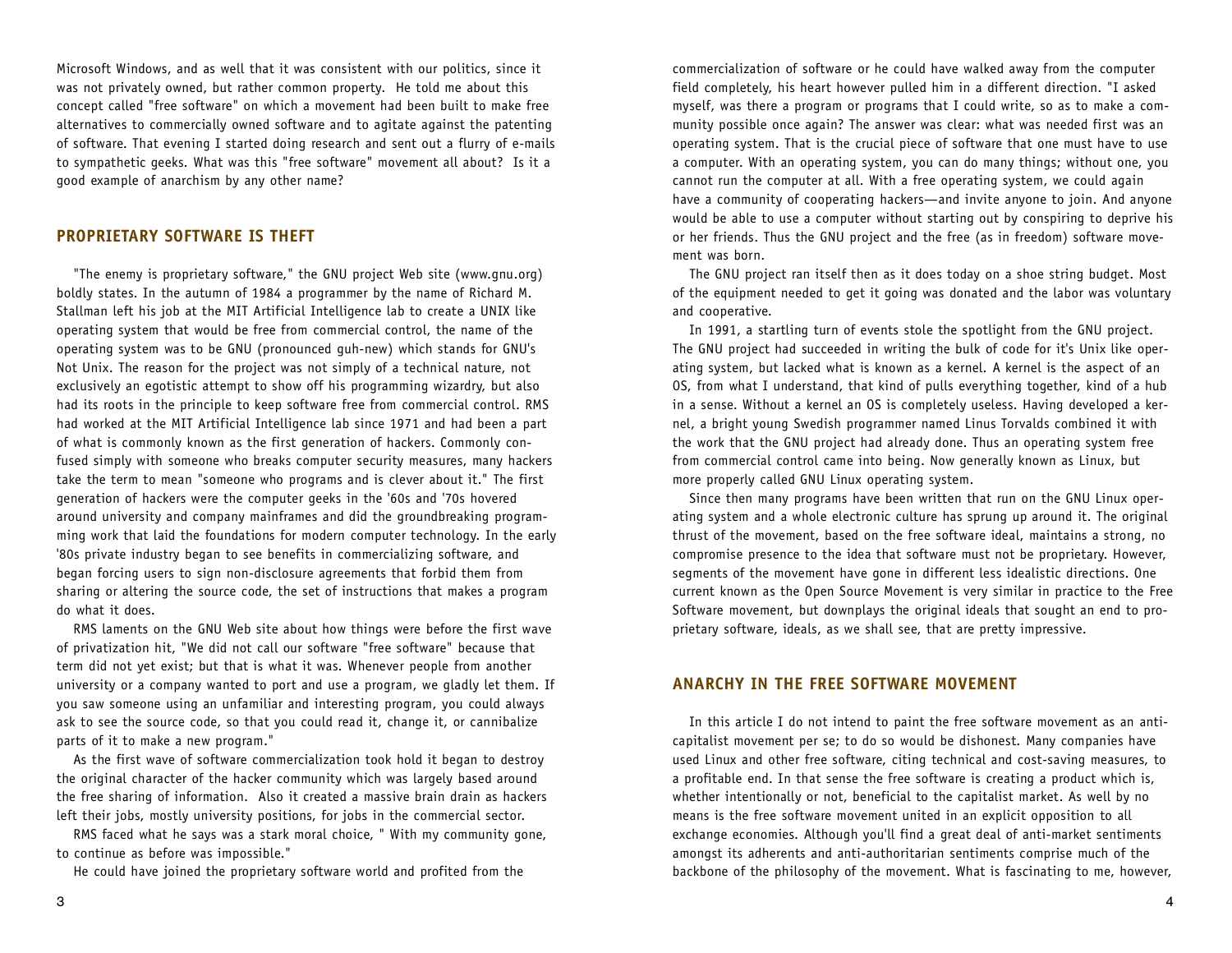Microsoft Windows, and as well that it was consistent with our politics, since it was not privately owned, but rather common property. He told me about this concept called "free software" on which a movement had been built to make free alternatives to commercially owned software and to agitate against the patenting of software. That evening I started doing research and sent out a flurry of e-mails to sympathetic geeks. What was this "free software" movement all about? Is it a good example of anarchism by any other name?

## PROPRIETARY SOFTWARE IS THEFT

"The enemy is proprietary software," the GNU project Web site (www.gnu.org) boldly states. In the autumn of 1984 a programmer by the name of Richard M. Stallman left his job at the MIT Artificial Intelligence lab to create a UNIX like operating system that would be free from commercial control, the name of the operating system was to be GNU (pronounced guh-new) which stands for GNU's Not Unix. The reason for the project was not simply of a technical nature, not exclusively an egotistic attempt to show off his programming wizardry, but also had its roots in the principle to keep software free from commercial control. RMS had worked at the MIT Artificial Intelligence lab since 1971 and had been a part of what is commonly known as the first generation of hackers. Commonly confused simply with someone who breaks computer security measures, many hackers take the term to mean "someone who programs and is clever about it." The first generation of hackers were the computer geeks in the '60s and '70s hovered around university and company mainframes and did the groundbreaking programming work that laid the foundations for modern computer technology. In the early '80s private industry began to see benefits in commercializing software, and began forcing users to sign non-disclosure agreements that forbid them from sharing or altering the source code, the set of instructions that makes a program do what it does.

RMS laments on the GNU Web site about how things were before the first wave of privatization hit, "We did not call our software "free software" because that term did not yet exist; but that is what it was. Whenever people from another university or a company wanted to port and use a program, we gladly let them. If you saw someone using an unfamiliar and interesting program, you could always ask to see the source code, so that you could read it, change it, or cannibalize parts of it to make a new program."

As the first wave of software commercialization took hold it began to destroy the original character of the hacker community which was largely based around the free sharing of information. Also it created a massive brain drain as hackers left their jobs, mostly university positions, for jobs in the commercial sector.

RMS faced what he says was a stark moral choice, " With my community gone, to continue as before was impossible."

He could have joined the proprietary software world and profited from the commercialization of software or he could have walked away from the computer field completely, his heart however pulled him in a different direction. "I asked myself, was there a program or programs that I could write, so as to make a community possible once again? The answer was clear: what was needed first was an operating system. That is the crucial piece of software that one must have to use a computer. With an operating system, you can do many things; without one, you cannot run the computer at all. With a free operating system, we could again have a community of cooperating hackers—and invite anyone to join. And anyone would be able to use a computer without starting out by conspiring to deprive his or her friends. Thus the GNU project and the free (as in freedom) software movement was born.

The GNU project ran itself then as it does today on a shoe string budget. Most of the equipment needed to get it going was donated and the labor was voluntary and cooperative.

In 1991, a startling turn of events stole the spotlight from the GNU project. The GNU project had succeeded in writing the bulk of code for it's Unix like operating system, but lacked what is known as a kernel. A kernel is the aspect of an OS, from what I understand, that kind of pulls everything together, kind of a hub in a sense. Without a kernel an OS is completely useless. Having developed a kernel, a bright young Swedish programmer named Linus Torvalds combined it with the work that the GNU project had already done. Thus an operating system free from commercial control came into being. Now generally known as Linux, but more properly called GNU Linux operating system.

Since then many programs have been written that run on the GNU Linux operating system and a whole electronic culture has sprung up around it. The original thrust of the movement, based on the free software ideal, maintains a strong, no compromise presence to the idea that software must not be proprietary. However, segments of the movement have gone in different less idealistic directions. One current known as the Open Source Movement is very similar in practice to the Free Software movement, but downplays the original ideals that sought an end to proprietary software, ideals, as we shall see, that are pretty impressive.

## ANARCHY IN THE FREE SOFTWARE MOVEMENT

In this article I do not intend to paint the free software movement as an anti-capitalist movement per se; to do so would be dishonest. Many companies have used Linux and other free software, citing technical and cost-saving measures, to a profitable end. In that sense the free software is creating a product which is, whether intentionally or not, beneficial to the capitalist market. As well by no means is the free software movement united in an explicit opposition to all exchange economies. Although you'll find a great deal of anti-market sentiments amongst its adherents and anti-authoritarian sentiments comprise much of the backbone of the philosophy of the movement. What is fascinating to me, however,